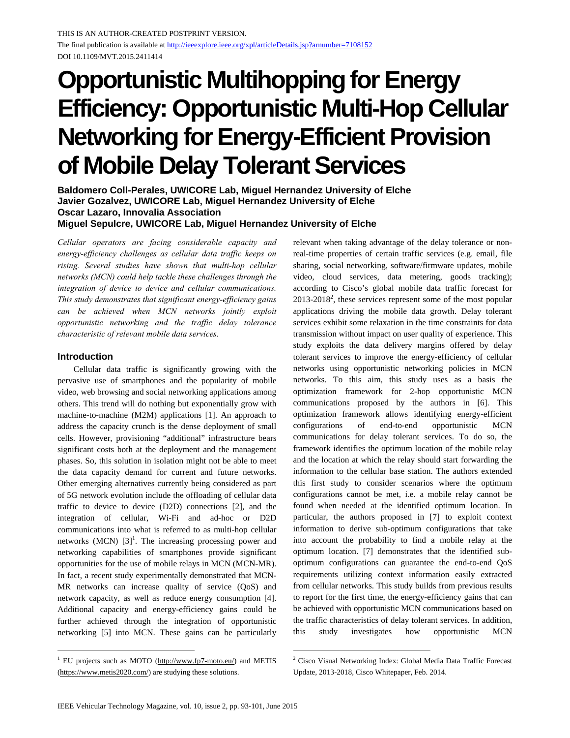THIS IS AN AUTHOR-CREATED POSTPRINT VERSION.

The final publication is available at http://ieeexplore.ieee.org/xpl/articleDetails.jsp?arnumber=7108152

DOI 10.1109/MVT.2015.2411414

# Opportunistic Multihopping for Energy Efficiency: Opportunistic Multi-Hop Cellular Networking for Energy-Efficient Provision of Mobile Delay Tolerant Services

**Baldomero Coll-Perales, UWICORE Lab, Miguel Hernandez University of Elche**
**Javier Gozalvez, UWICORE Lab, Miguel Hernandez University of Elche**
**Oscar Lazaro, Innovalia Association**
**Miguel Sepulcre, UWICORE Lab, Miguel Hernandez University of Elche**

*Cellular operators are facing considerable capacity and energy-efficiency challenges as cellular data traffic keeps on rising. Several studies have shown that multi-hop cellular networks (MCN) could help tackle these challenges through the integration of device to device and cellular communications. This study demonstrates that significant energy-efficiency gains can be achieved when MCN networks jointly exploit opportunistic networking and the traffic delay tolerance characteristic of relevant mobile data services.*

## Introduction

Cellular data traffic is significantly growing with the pervasive use of smartphones and the popularity of mobile video, web browsing and social networking applications among others. This trend will do nothing but exponentially grow with machine-to-machine (M2M) applications [1]. An approach to address the capacity crunch is the dense deployment of small cells. However, provisioning "additional" infrastructure bears significant costs both at the deployment and the management phases. So, this solution in isolation might not be able to meet the data capacity demand for current and future networks. Other emerging alternatives currently being considered as part of 5G network evolution include the offloading of cellular data traffic to device to device (D2D) connections [2], and the integration of cellular, Wi-Fi and ad-hoc or D2D communications into what is referred to as multi-hop cellular networks (MCN) [3][1]. The increasing processing power and networking capabilities of smartphones provide significant opportunities for the use of mobile relays in MCN (MCN-MR). In fact, a recent study experimentally demonstrated that MCN-MR networks can increase quality of service (QoS) and network capacity, as well as reduce energy consumption [4]. Additional capacity and energy-efficiency gains could be further achieved through the integration of opportunistic networking [5] into MCN. These gains can be particularly relevant when taking advantage of the delay tolerance or non-real-time properties of certain traffic services (e.g. email, file sharing, social networking, software/firmware updates, mobile video, cloud services, data metering, goods tracking); according to Cisco's global mobile data traffic forecast for 2013-2018[2], these services represent some of the most popular applications driving the mobile data growth. Delay tolerant services exhibit some relaxation in the time constraints for data transmission without impact on user quality of experience. This study exploits the data delivery margins offered by delay tolerant services to improve the energy-efficiency of cellular networks using opportunistic networking policies in MCN networks. To this aim, this study uses as a basis the optimization framework for 2-hop opportunistic MCN communications proposed by the authors in [6]. This optimization framework allows identifying energy-efficient configurations of end-to-end opportunistic MCN communications for delay tolerant services. To do so, the framework identifies the optimum location of the mobile relay and the location at which the relay should start forwarding the information to the cellular base station. The authors extended this first study to consider scenarios where the optimum configurations cannot be met, i.e. a mobile relay cannot be found when needed at the identified optimum location. In particular, the authors proposed in [7] to exploit context information to derive sub-optimum configurations that take into account the probability to find a mobile relay at the optimum location. [7] demonstrates that the identified sub-optimum configurations can guarantee the end-to-end QoS requirements utilizing context information easily extracted from cellular networks. This study builds from previous results to report for the first time, the energy-efficiency gains that can be achieved with opportunistic MCN communications based on the traffic characteristics of delay tolerant services. In addition, this study investigates how opportunistic MCN

[1] EU projects such as MOTO (http://www.fp7-moto.eu/) and METIS (https://www.metis2020.com/) are studying these solutions.

[2] Cisco Visual Networking Index: Global Media Data Traffic Forecast Update, 2013-2018, Cisco Whitepaper, Feb. 2014.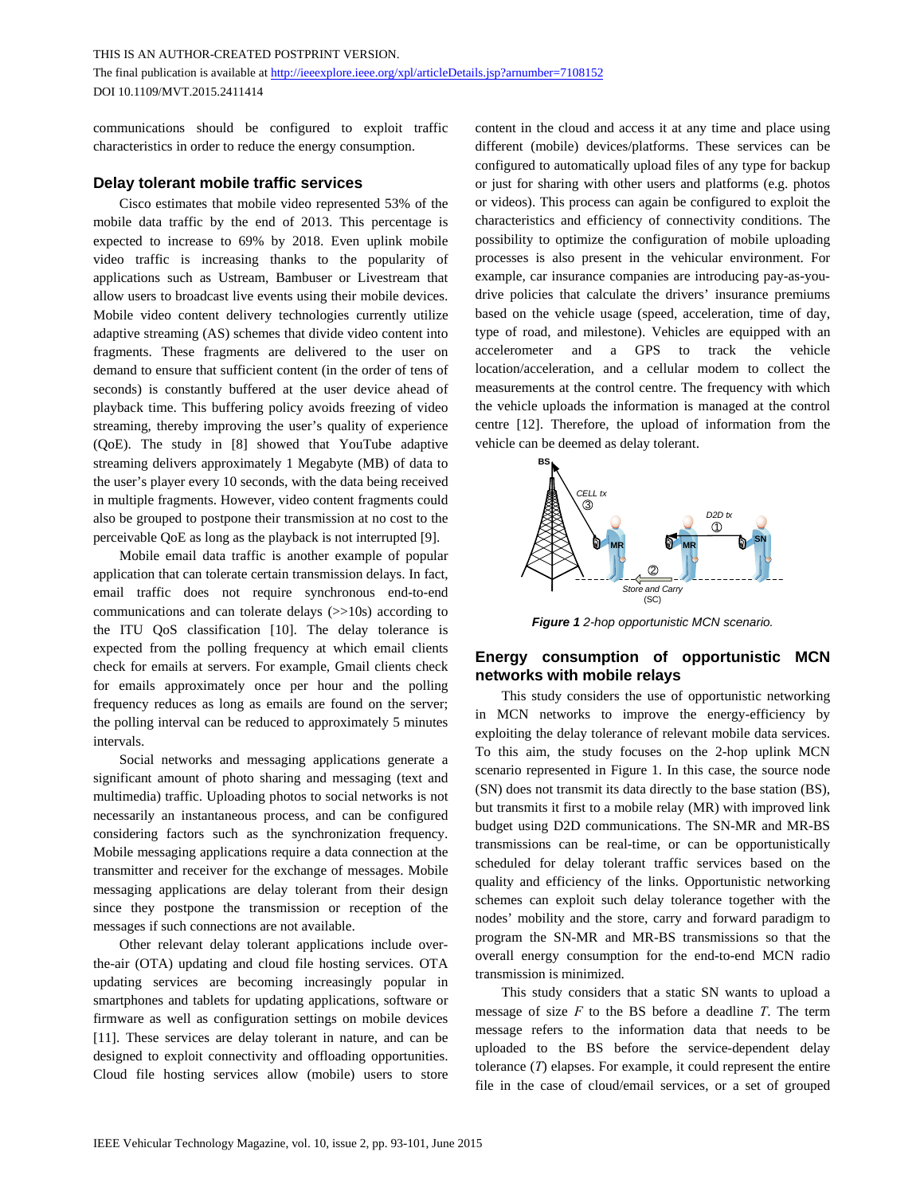communications should be configured to exploit traffic characteristics in order to reduce the energy consumption.

## Delay tolerant mobile traffic services

Cisco estimates that mobile video represented 53% of the mobile data traffic by the end of 2013. This percentage is expected to increase to 69% by 2018. Even uplink mobile video traffic is increasing thanks to the popularity of applications such as Ustream, Bambuser or Livestream that allow users to broadcast live events using their mobile devices. Mobile video content delivery technologies currently utilize adaptive streaming (AS) schemes that divide video content into fragments. These fragments are delivered to the user on demand to ensure that sufficient content (in the order of tens of seconds) is constantly buffered at the user device ahead of playback time. This buffering policy avoids freezing of video streaming, thereby improving the user's quality of experience (QoE). The study in [8] showed that YouTube adaptive streaming delivers approximately 1 Megabyte (MB) of data to the user's player every 10 seconds, with the data being received in multiple fragments. However, video content fragments could also be grouped to postpone their transmission at no cost to the perceivable QoE as long as the playback is not interrupted [9].

Mobile email data traffic is another example of popular application that can tolerate certain transmission delays. In fact, email traffic does not require synchronous end-to-end communications and can tolerate delays (>>10s) according to the ITU QoS classification [10]. The delay tolerance is expected from the polling frequency at which email clients check for emails at servers. For example, Gmail clients check for emails approximately once per hour and the polling frequency reduces as long as emails are found on the server; the polling interval can be reduced to approximately 5 minutes intervals.

Social networks and messaging applications generate a significant amount of photo sharing and messaging (text and multimedia) traffic. Uploading photos to social networks is not necessarily an instantaneous process, and can be configured considering factors such as the synchronization frequency. Mobile messaging applications require a data connection at the transmitter and receiver for the exchange of messages. Mobile messaging applications are delay tolerant from their design since they postpone the transmission or reception of the messages if such connections are not available.

Other relevant delay tolerant applications include over-the-air (OTA) updating and cloud file hosting services. OTA updating services are becoming increasingly popular in smartphones and tablets for updating applications, software or firmware as well as configuration settings on mobile devices [11]. These services are delay tolerant in nature, and can be designed to exploit connectivity and offloading opportunities. Cloud file hosting services allow (mobile) users to store content in the cloud and access it at any time and place using different (mobile) devices/platforms. These services can be configured to automatically upload files of any type for backup or just for sharing with other users and platforms (e.g. photos or videos). This process can again be configured to exploit the characteristics and efficiency of connectivity conditions. The possibility to optimize the configuration of mobile uploading processes is also present in the vehicular environment. For example, car insurance companies are introducing pay-as-you-drive policies that calculate the drivers' insurance premiums based on the vehicle usage (speed, acceleration, time of day, type of road, and milestone). Vehicles are equipped with an accelerometer and a GPS to track the vehicle location/acceleration, and a cellular modem to collect the measurements at the control centre. The frequency with which the vehicle uploads the information is managed at the control centre [12]. Therefore, the upload of information from the vehicle can be deemed as delay tolerant.

***Figure 1*** *2-hop opportunistic MCN scenario.*

## Energy consumption of opportunistic MCN networks with mobile relays

This study considers the use of opportunistic networking in MCN networks to improve the energy-efficiency by exploiting the delay tolerance of relevant mobile data services. To this aim, the study focuses on the 2-hop uplink MCN scenario represented in Figure 1. In this case, the source node (SN) does not transmit its data directly to the base station (BS), but transmits it first to a mobile relay (MR) with improved link budget using D2D communications. The SN-MR and MR-BS transmissions can be real-time, or can be opportunistically scheduled for delay tolerant traffic services based on the quality and efficiency of the links. Opportunistic networking schemes can exploit such delay tolerance together with the nodes' mobility and the store, carry and forward paradigm to program the SN-MR and MR-BS transmissions so that the overall energy consumption for the end-to-end MCN radio transmission is minimized.

This study considers that a static SN wants to upload a message of size $F$ to the BS before a deadline $T$. The term message refers to the information data that needs to be uploaded to the BS before the service-dependent delay tolerance ($T$) elapses. For example, it could represent the entire file in the case of cloud/email services, or a set of grouped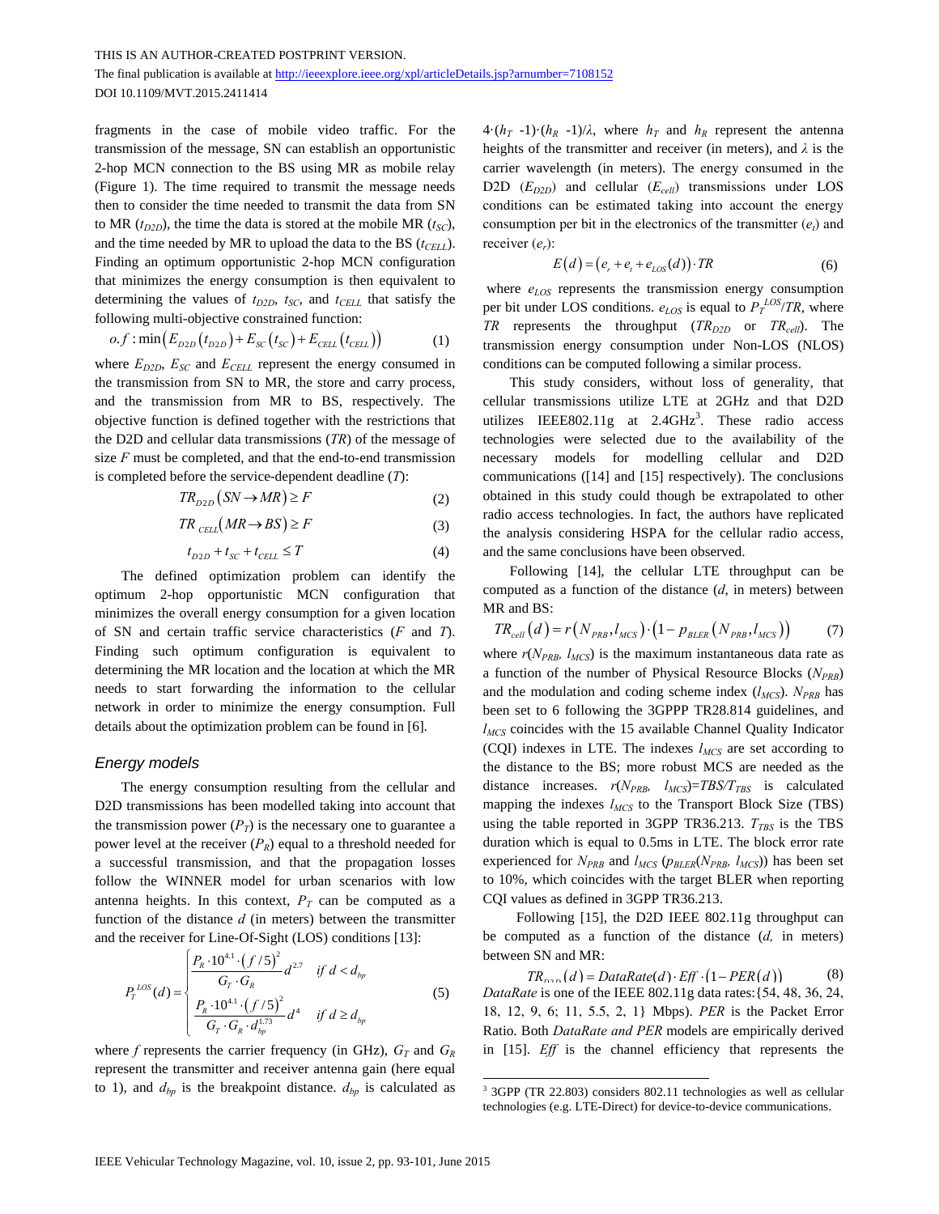fragments in the case of mobile video traffic. For the transmission of the message, SN can establish an opportunistic 2-hop MCN connection to the BS using MR as mobile relay (Figure 1). The time required to transmit the message needs then to consider the time needed to transmit the data from SN to MR ($t_{D2D}$), the time the data is stored at the mobile MR ($t_{SC}$), and the time needed by MR to upload the data to the BS ($t_{CELL}$). Finding an optimum opportunistic 2-hop MCN configuration that minimizes the energy consumption is then equivalent to determining the values of $t_{D2D}$, $t_{SC}$, and $t_{CELL}$ that satisfy the following multi-objective constrained function:

$$o.f: \min\left(E_{D2D}\left(t_{D2D}\right) + E_{SC}\left(t_{SC}\right) + E_{CELL}\left(t_{CELL}\right)\right) \tag{1}$$

where $E_{D2D}$, $E_{SC}$ and $E_{CELL}$ represent the energy consumed in the transmission from SN to MR, the store and carry process, and the transmission from MR to BS, respectively. The objective function is defined together with the restrictions that the D2D and cellular data transmissions ($TR$) of the message of size $F$ must be completed, and that the end-to-end transmission is completed before the service-dependent deadline ($T$):

$$TR_{D2D}\left(SN \rightarrow MR\right) \geq F \tag{2}$$

$$TR_{CELL}\left(MR \rightarrow BS\right) \geq F \tag{3}$$

$$t_{D2D} + t_{SC} + t_{CELL} \leq T \tag{4}$$

The defined optimization problem can identify the optimum 2-hop opportunistic MCN configuration that minimizes the overall energy consumption for a given location of SN and certain traffic service characteristics ($F$ and $T$). Finding such optimum configuration is equivalent to determining the MR location and the location at which the MR needs to start forwarding the information to the cellular network in order to minimize the energy consumption. Full details about the optimization problem can be found in [6].

### *Energy models*

The energy consumption resulting from the cellular and D2D transmissions has been modelled taking into account that the transmission power ($P_T$) is the necessary one to guarantee a power level at the receiver ($P_R$) equal to a threshold needed for a successful transmission, and that the propagation losses follow the WINNER model for urban scenarios with low antenna heights. In this context, $P_T$ can be computed as a function of the distance $d$ (in meters) between the transmitter and the receiver for Line-Of-Sight (LOS) conditions [13]:

$$P_T^{LOS}(d) = \begin{cases} \dfrac{P_R \cdot 10^{4.1} \cdot \left(f/5\right)^2}{G_T \cdot G_R} d^{2.7} & \text{if } d < d_{bp} \\ \dfrac{P_R \cdot 10^{4.1} \cdot \left(f/5\right)^2}{G_T \cdot G_R \cdot d_{bp}^{1.73}} d^{4} & \text{if } d \geq d_{bp} \end{cases} \tag{5}$$

where $f$ represents the carrier frequency (in GHz), $G_T$ and $G_R$ represent the transmitter and receiver antenna gain (here equal to 1), and $d_{bp}$ is the breakpoint distance. $d_{bp}$ is calculated as $4\cdot(h_T\ -1)\cdot(h_R\ -1)/\lambda$, where $h_T$ and $h_R$ represent the antenna heights of the transmitter and receiver (in meters), and $\lambda$ is the carrier wavelength (in meters). The energy consumed in the D2D ($E_{D2D}$) and cellular ($E_{cell}$) transmissions under LOS conditions can be estimated taking into account the energy consumption per bit in the electronics of the transmitter ($e_t$) and receiver ($e_r$):

$$E\left(d\right) = \left(e_r + e_t + e_{LOS}(d)\right) \cdot TR \tag{6}$$

where $e_{LOS}$ represents the transmission energy consumption per bit under LOS conditions. $e_{LOS}$ is equal to $P_T^{LOS}/TR$, where $TR$ represents the throughput ($TR_{D2D}$ or $TR_{cell}$). The transmission energy consumption under Non-LOS (NLOS) conditions can be computed following a similar process.

This study considers, without loss of generality, that cellular transmissions utilize LTE at 2GHz and that D2D utilizes IEEE802.11g at 2.4GHz[3]. These radio access technologies were selected due to the availability of the necessary models for modelling cellular and D2D communications ([14] and [15] respectively). The conclusions obtained in this study could though be extrapolated to other radio access technologies. In fact, the authors have replicated the analysis considering HSPA for the cellular radio access, and the same conclusions have been observed.

Following [14], the cellular LTE throughput can be computed as a function of the distance ($d$, in meters) between MR and BS:

$$TR_{cell}\left(d\right) = r\left(N_{PRB}, l_{MCS}\right) \cdot \left(1 - p_{BLER}\left(N_{PRB}, l_{MCS}\right)\right) \tag{7}$$

where $r(N_{PRB}, l_{MCS})$ is the maximum instantaneous data rate as a function of the number of Physical Resource Blocks ($N_{PRB}$) and the modulation and coding scheme index ($l_{MCS}$). $N_{PRB}$ has been set to 6 following the 3GPP TR28.814 guidelines, and $l_{MCS}$ coincides with the 15 available Channel Quality Indicator (CQI) indexes in LTE. The indexes $l_{MCS}$ are set according to the distance to the BS; more robust MCS are needed as the distance increases. $r(N_{PRB}, l_{MCS})=TBS/T_{TBS}$ is calculated mapping the indexes $l_{MCS}$ to the Transport Block Size (TBS) using the table reported in 3GPP TR36.213. $T_{TBS}$ is the TBS duration which is equal to 0.5ms in LTE. The block error rate experienced for $N_{PRB}$ and $l_{MCS}$ ($p_{BLER}(N_{PRB}, l_{MCS})$) has been set to 10%, which coincides with the target BLER when reporting CQI values as defined in 3GPP TR36.213.

Following [15], the D2D IEEE 802.11g throughput can be computed as a function of the distance ($d$, in meters) between SN and MR:

$$TR_{D2D}\left(d\right) = DataRate(d) \cdot Eff \cdot \left(1 - PER\left(d\right)\right) \tag{8}$$

*DataRate* is one of the IEEE 802.11g data rates:{54, 48, 36, 24, 18, 12, 9, 6; 11, 5.5, 2, 1} Mbps). *PER* is the Packet Error Ratio. Both *DataRate and PER* models are empirically derived in [15]. *Eff* is the channel efficiency that represents the

[3] 3GPP (TR 22.803) considers 802.11 technologies as well as cellular technologies (e.g. LTE-Direct) for device-to-device communications.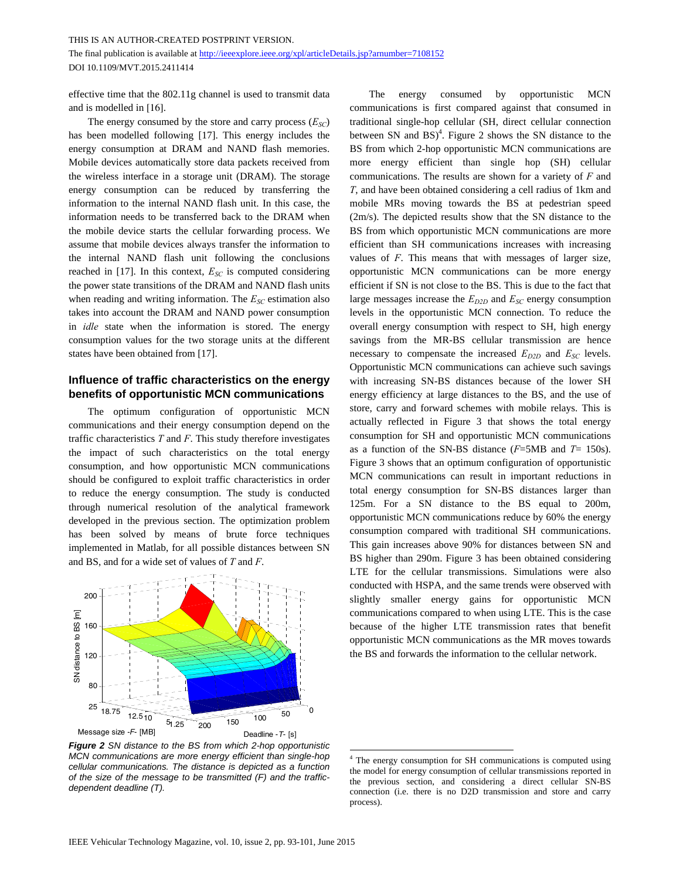effective time that the 802.11g channel is used to transmit data and is modelled in [16].

The energy consumed by the store and carry process ($E_{SC}$) has been modelled following [17]. This energy includes the energy consumption at DRAM and NAND flash memories. Mobile devices automatically store data packets received from the wireless interface in a storage unit (DRAM). The storage energy consumption can be reduced by transferring the information to the internal NAND flash unit. In this case, the information needs to be transferred back to the DRAM when the mobile device starts the cellular forwarding process. We assume that mobile devices always transfer the information to the internal NAND flash unit following the conclusions reached in [17]. In this context, $E_{SC}$ is computed considering the power state transitions of the DRAM and NAND flash units when reading and writing information. The $E_{SC}$ estimation also takes into account the DRAM and NAND power consumption in *idle* state when the information is stored. The energy consumption values for the two storage units at the different states have been obtained from [17].

## Influence of traffic characteristics on the energy benefits of opportunistic MCN communications

The optimum configuration of opportunistic MCN communications and their energy consumption depend on the traffic characteristics *T* and *F*. This study therefore investigates the impact of such characteristics on the total energy consumption, and how opportunistic MCN communications should be configured to exploit traffic characteristics in order to reduce the energy consumption. The study is conducted through numerical resolution of the analytical framework developed in the previous section. The optimization problem has been solved by means of brute force techniques implemented in Matlab, for all possible distances between SN and BS, and for a wide set of values of *T* and *F*.

***Figure 2*** *SN distance to the BS from which 2-hop opportunistic MCN communications are more energy efficient than single-hop cellular communications. The distance is depicted as a function of the size of the message to be transmitted (F) and the traffic-dependent deadline (T).*

The energy consumed by opportunistic MCN communications is first compared against that consumed in traditional single-hop cellular (SH, direct cellular connection between SN and BS)[4]. Figure 2 shows the SN distance to the BS from which 2-hop opportunistic MCN communications are more energy efficient than single hop (SH) cellular communications. The results are shown for a variety of *F* and *T*, and have been obtained considering a cell radius of 1km and mobile MRs moving towards the BS at pedestrian speed (2m/s). The depicted results show that the SN distance to the BS from which opportunistic MCN communications are more efficient than SH communications increases with increasing values of *F*. This means that with messages of larger size, opportunistic MCN communications can be more energy efficient if SN is not close to the BS. This is due to the fact that large messages increase the $E_{D2D}$ and $E_{SC}$ energy consumption levels in the opportunistic MCN connection. To reduce the overall energy consumption with respect to SH, high energy savings from the MR-BS cellular transmission are hence necessary to compensate the increased $E_{D2D}$ and $E_{SC}$ levels. Opportunistic MCN communications can achieve such savings with increasing SN-BS distances because of the lower SH energy efficiency at large distances to the BS, and the use of store, carry and forward schemes with mobile relays. This is actually reflected in Figure 3 that shows the total energy consumption for SH and opportunistic MCN communications as a function of the SN-BS distance (*F*=5MB and *T*= 150s). Figure 3 shows that an optimum configuration of opportunistic MCN communications can result in important reductions in total energy consumption for SN-BS distances larger than 125m. For a SN distance to the BS equal to 200m, opportunistic MCN communications reduce by 60% the energy consumption compared with traditional SH communications. This gain increases above 90% for distances between SN and BS higher than 290m. Figure 3 has been obtained considering LTE for the cellular transmissions. Simulations were also conducted with HSPA, and the same trends were observed with slightly smaller energy gains for opportunistic MCN communications compared to when using LTE. This is the case because of the higher LTE transmission rates that benefit opportunistic MCN communications as the MR moves towards the BS and forwards the information to the cellular network.

[4] The energy consumption for SH communications is computed using the model for energy consumption of cellular transmissions reported in the previous section, and considering a direct cellular SN-BS connection (i.e. there is no D2D transmission and store and carry process).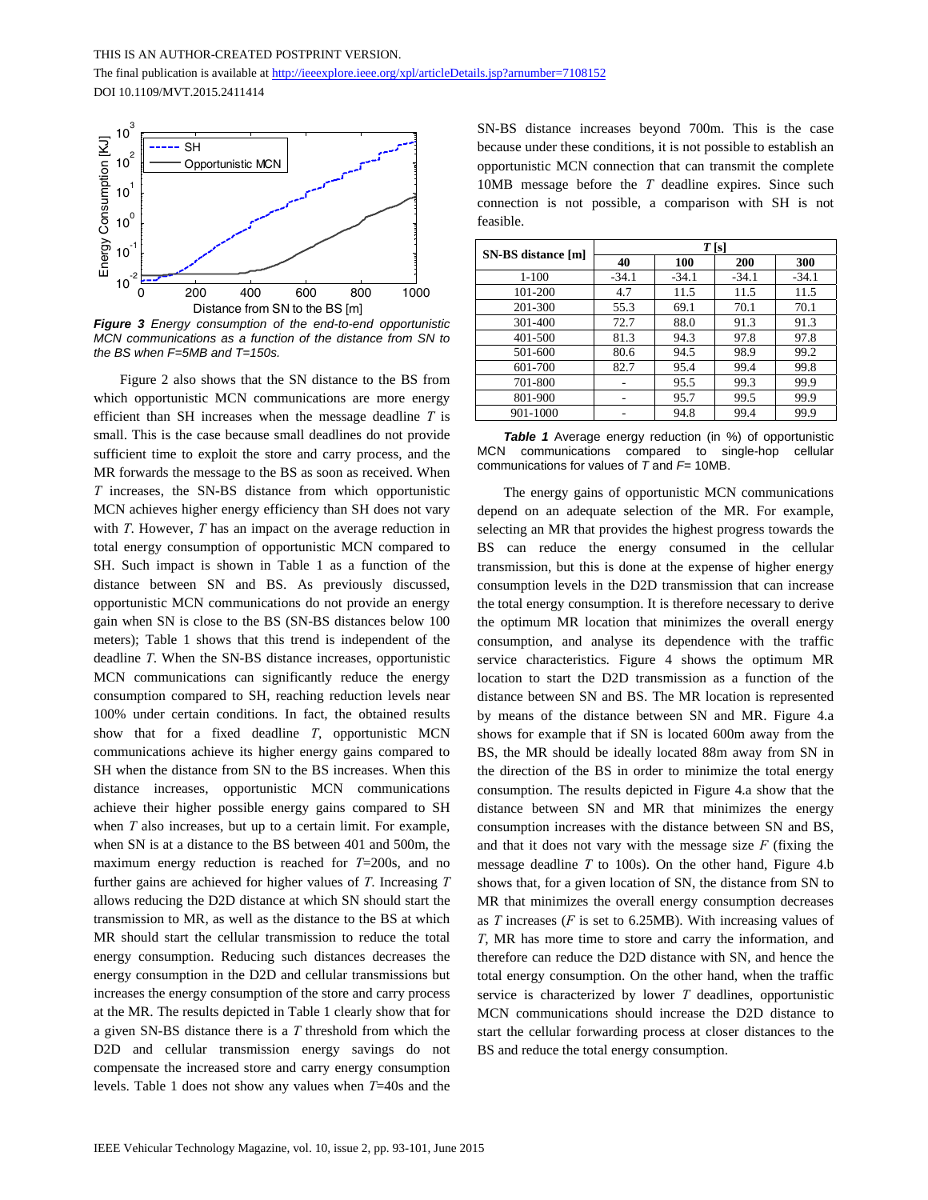THIS IS AN AUTHOR-CREATED POSTPRINT VERSION.

The final publication is available at http://ieeexplore.ieee.org/xpl/articleDetails.jsp?arnumber=7108152

DOI 10.1109/MVT.2015.2411414

***Figure 3*** *Energy consumption of the end-to-end opportunistic MCN communications as a function of the distance from SN to the BS when F=5MB and T=150s.*

Figure 2 also shows that the SN distance to the BS from which opportunistic MCN communications are more energy efficient than SH increases when the message deadline $T$ is small. This is the case because small deadlines do not provide sufficient time to exploit the store and carry process, and the MR forwards the message to the BS as soon as received. When $T$ increases, the SN-BS distance from which opportunistic MCN achieves higher energy efficiency than SH does not vary with $T$. However, $T$ has an impact on the average reduction in total energy consumption of opportunistic MCN compared to SH. Such impact is shown in Table 1 as a function of the distance between SN and BS. As previously discussed, opportunistic MCN communications do not provide an energy gain when SN is close to the BS (SN-BS distances below 100 meters); Table 1 shows that this trend is independent of the deadline $T$. When the SN-BS distance increases, opportunistic MCN communications can significantly reduce the energy consumption compared to SH, reaching reduction levels near 100% under certain conditions. In fact, the obtained results show that for a fixed deadline $T$, opportunistic MCN communications achieve its higher energy gains compared to SH when the distance from SN to the BS increases. When this distance increases, opportunistic MCN communications achieve their higher possible energy gains compared to SH when $T$ also increases, but up to a certain limit. For example, when SN is at a distance to the BS between 401 and 500m, the maximum energy reduction is reached for $T$=200s, and no further gains are achieved for higher values of $T$. Increasing $T$ allows reducing the D2D distance at which SN should start the transmission to MR, as well as the distance to the BS at which MR should start the cellular transmission to reduce the total energy consumption. Reducing such distances decreases the energy consumption in the D2D and cellular transmissions but increases the energy consumption of the store and carry process at the MR. The results depicted in Table 1 clearly show that for a given SN-BS distance there is a $T$ threshold from which the D2D and cellular transmission energy savings do not compensate the increased store and carry energy consumption levels. Table 1 does not show any values when $T$=40s and the SN-BS distance increases beyond 700m. This is the case because under these conditions, it is not possible to establish an opportunistic MCN connection that can transmit the complete 10MB message before the $T$ deadline expires. Since such connection is not possible, a comparison with SH is not feasible.

| SN-BS distance [m] | T [s] | | | |
|---|---|---|---|---|
| | 40 | 100 | 200 | 300 |
| 1-100 | -34.1 | -34.1 | -34.1 | -34.1 |
| 101-200 | 4.7 | 11.5 | 11.5 | 11.5 |
| 201-300 | 55.3 | 69.1 | 70.1 | 70.1 |
| 301-400 | 72.7 | 88.0 | 91.3 | 91.3 |
| 401-500 | 81.3 | 94.3 | 97.8 | 97.8 |
| 501-600 | 80.6 | 94.5 | 98.9 | 99.2 |
| 601-700 | 82.7 | 95.4 | 99.4 | 99.8 |
| 701-800 | - | 95.5 | 99.3 | 99.9 |
| 801-900 | - | 95.7 | 99.5 | 99.9 |
| 901-1000 | - | 94.8 | 99.4 | 99.9 |

***Table 1*** Average energy reduction (in %) of opportunistic MCN communications compared to single-hop cellular communications for values of $T$ and $F$= 10MB.

The energy gains of opportunistic MCN communications depend on an adequate selection of the MR. For example, selecting an MR that provides the highest progress towards the BS can reduce the energy consumed in the cellular transmission, but this is done at the expense of higher energy consumption levels in the D2D transmission that can increase the total energy consumption. It is therefore necessary to derive the optimum MR location that minimizes the overall energy consumption, and analyse its dependence with the traffic service characteristics. Figure 4 shows the optimum MR location to start the D2D transmission as a function of the distance between SN and BS. The MR location is represented by means of the distance between SN and MR. Figure 4.a shows for example that if SN is located 600m away from the BS, the MR should be ideally located 88m away from SN in the direction of the BS in order to minimize the total energy consumption. The results depicted in Figure 4.a show that the distance between SN and MR that minimizes the energy consumption increases with the distance between SN and BS, and that it does not vary with the message size $F$ (fixing the message deadline $T$ to 100s). On the other hand, Figure 4.b shows that, for a given location of SN, the distance from SN to MR that minimizes the overall energy consumption decreases as $T$ increases ($F$ is set to 6.25MB). With increasing values of $T$, MR has more time to store and carry the information, and therefore can reduce the D2D distance with SN, and hence the total energy consumption. On the other hand, when the traffic service is characterized by lower $T$ deadlines, opportunistic MCN communications should increase the D2D distance to start the cellular forwarding process at closer distances to the BS and reduce the total energy consumption.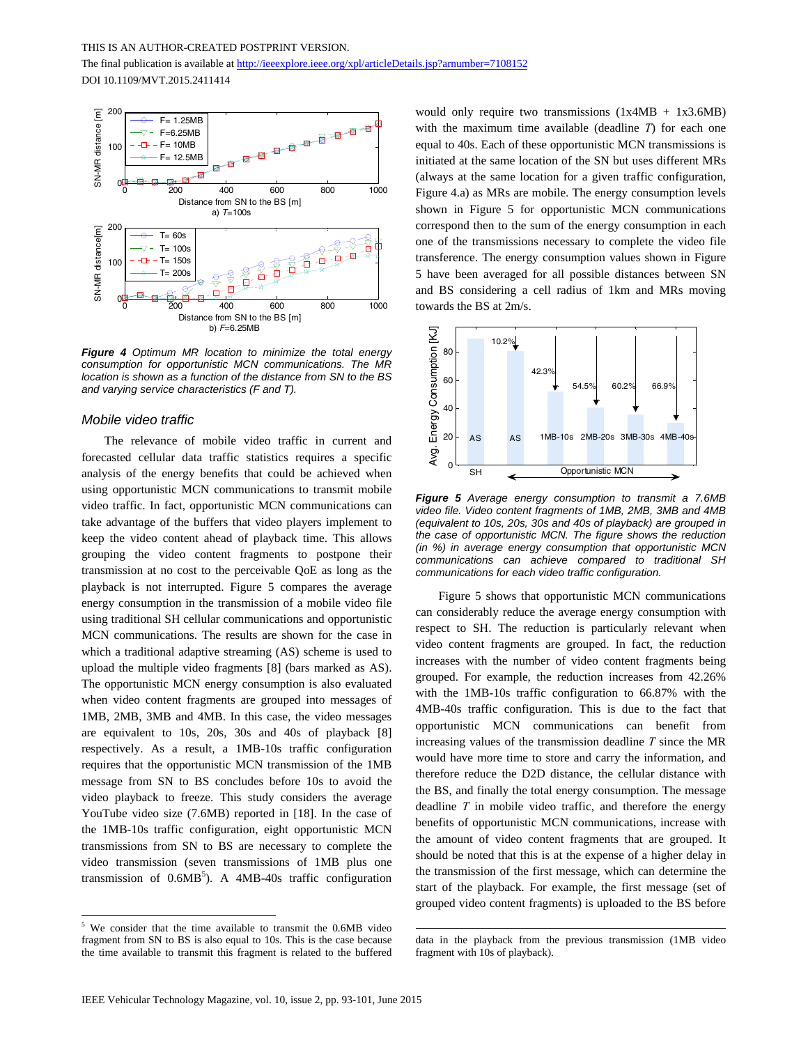THIS IS AN AUTHOR-CREATED POSTPRINT VERSION.

The final publication is available at http://ieeexplore.ieee.org/xpl/articleDetails.jsp?arnumber=7108152

DOI 10.1109/MVT.2015.2411414

***Figure 4*** *Optimum MR location to minimize the total energy consumption for opportunistic MCN communications. The MR location is shown as a function of the distance from SN to the BS and varying service characteristics (F and T).*

## Mobile video traffic

The relevance of mobile video traffic in current and forecasted cellular data traffic statistics requires a specific analysis of the energy benefits that could be achieved when using opportunistic MCN communications to transmit mobile video traffic. In fact, opportunistic MCN communications can take advantage of the buffers that video players implement to keep the video content ahead of playback time. This allows grouping the video content fragments to postpone their transmission at no cost to the perceivable QoE as long as the playback is not interrupted. Figure 5 compares the average energy consumption in the transmission of a mobile video file using traditional SH cellular communications and opportunistic MCN communications. The results are shown for the case in which a traditional adaptive streaming (AS) scheme is used to upload the multiple video fragments [8] (bars marked as AS). The opportunistic MCN energy consumption is also evaluated when video content fragments are grouped into messages of 1MB, 2MB, 3MB and 4MB. In this case, the video messages are equivalent to 10s, 20s, 30s and 40s of playback [8] respectively. As a result, a 1MB-10s traffic configuration requires that the opportunistic MCN transmission of the 1MB message from SN to BS concludes before 10s to avoid the video playback to freeze. This study considers the average YouTube video size (7.6MB) reported in [18]. In the case of the 1MB-10s traffic configuration, eight opportunistic MCN transmissions from SN to BS are necessary to complete the video transmission (seven transmissions of 1MB plus one transmission of 0.6MB[5]). A 4MB-40s traffic configuration would only require two transmissions (1x4MB + 1x3.6MB) with the maximum time available (deadline *T*) for each one equal to 40s. Each of these opportunistic MCN transmissions is initiated at the same location of the SN but uses different MRs (always at the same location for a given traffic configuration, Figure 4.a) as MRs are mobile. The energy consumption levels shown in Figure 5 for opportunistic MCN communications correspond then to the sum of the energy consumption in each one of the transmissions necessary to complete the video file transference. The energy consumption values shown in Figure 5 have been averaged for all possible distances between SN and BS considering a cell radius of 1km and MRs moving towards the BS at 2m/s.

***Figure 5*** *Average energy consumption to transmit a 7.6MB video file. Video content fragments of 1MB, 2MB, 3MB and 4MB (equivalent to 10s, 20s, 30s and 40s of playback) are grouped in the case of opportunistic MCN. The figure shows the reduction (in %) in average energy consumption that opportunistic MCN communications can achieve compared to traditional SH communications for each video traffic configuration.*

Figure 5 shows that opportunistic MCN communications can considerably reduce the average energy consumption with respect to SH. The reduction is particularly relevant when video content fragments are grouped. In fact, the reduction increases with the number of video content fragments being grouped. For example, the reduction increases from 42.26% with the 1MB-10s traffic configuration to 66.87% with the 4MB-40s traffic configuration. This is due to the fact that opportunistic MCN communications can benefit from increasing values of the transmission deadline *T* since the MR would have more time to store and carry the information, and therefore reduce the D2D distance, the cellular distance with the BS, and finally the total energy consumption. The message deadline *T* in mobile video traffic, and therefore the energy benefits of opportunistic MCN communications, increase with the amount of video content fragments that are grouped. It should be noted that this is at the expense of a higher delay in the transmission of the first message, which can determine the start of the playback. For example, the first message (set of grouped video content fragments) is uploaded to the BS before

[5] We consider that the time available to transmit the 0.6MB video fragment from SN to BS is also equal to 10s. This is the case because the time available to transmit this fragment is related to the buffered data in the playback from the previous transmission (1MB video fragment with 10s of playback).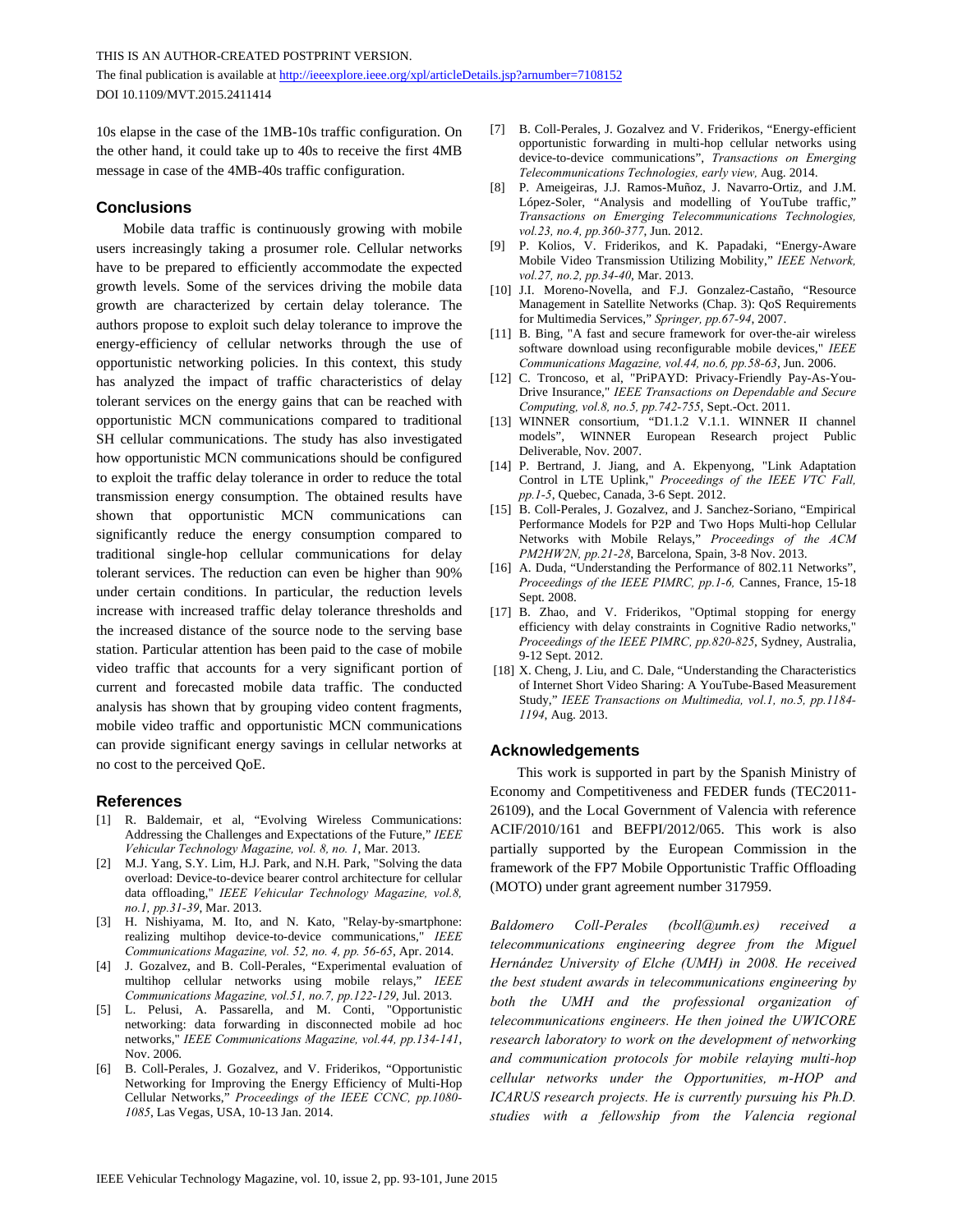10s elapse in the case of the 1MB-10s traffic configuration. On the other hand, it could take up to 40s to receive the first 4MB message in case of the 4MB-40s traffic configuration.

## Conclusions

Mobile data traffic is continuously growing with mobile users increasingly taking a prosumer role. Cellular networks have to be prepared to efficiently accommodate the expected growth levels. Some of the services driving the mobile data growth are characterized by certain delay tolerance. The authors propose to exploit such delay tolerance to improve the energy-efficiency of cellular networks through the use of opportunistic networking policies. In this context, this study has analyzed the impact of traffic characteristics of delay tolerant services on the energy gains that can be reached with opportunistic MCN communications compared to traditional SH cellular communications. The study has also investigated how opportunistic MCN communications should be configured to exploit the traffic delay tolerance in order to reduce the total transmission energy consumption. The obtained results have shown that opportunistic MCN communications can significantly reduce the energy consumption compared to traditional single-hop cellular communications for delay tolerant services. The reduction can even be higher than 90% under certain conditions. In particular, the reduction levels increase with increased traffic delay tolerance thresholds and the increased distance of the source node to the serving base station. Particular attention has been paid to the case of mobile video traffic that accounts for a very significant portion of current and forecasted mobile data traffic. The conducted analysis has shown that by grouping video content fragments, mobile video traffic and opportunistic MCN communications can provide significant energy savings in cellular networks at no cost to the perceived QoE.

## References

[1] R. Baldemair, et al, "Evolving Wireless Communications: Addressing the Challenges and Expectations of the Future," *IEEE Vehicular Technology Magazine, vol. 8, no. 1*, Mar. 2013.

[2] M.J. Yang, S.Y. Lim, H.J. Park, and N.H. Park, "Solving the data overload: Device-to-device bearer control architecture for cellular data offloading," *IEEE Vehicular Technology Magazine, vol.8, no.1, pp.31-39*, Mar. 2013.

[3] H. Nishiyama, M. Ito, and N. Kato, "Relay-by-smartphone: realizing multihop device-to-device communications," *IEEE Communications Magazine, vol. 52, no. 4, pp. 56-65*, Apr. 2014.

[4] J. Gozalvez, and B. Coll-Perales, "Experimental evaluation of multihop cellular networks using mobile relays," *IEEE Communications Magazine, vol.51, no.7, pp.122-129*, Jul. 2013.

[5] L. Pelusi, A. Passarella, and M. Conti, "Opportunistic networking: data forwarding in disconnected mobile ad hoc networks," *IEEE Communications Magazine, vol.44, pp.134-141*, Nov. 2006.

[6] B. Coll-Perales, J. Gozalvez, and V. Friderikos, "Opportunistic Networking for Improving the Energy Efficiency of Multi-Hop Cellular Networks," *Proceedings of the IEEE CCNC, pp.1080-1085*, Las Vegas, USA, 10-13 Jan. 2014.

[7] B. Coll-Perales, J. Gozalvez and V. Friderikos, "Energy-efficient opportunistic forwarding in multi-hop cellular networks using device-to-device communications", *Transactions on Emerging Telecommunications Technologies, early view,* Aug. 2014.

[8] P. Ameigeiras, J.J. Ramos-Muñoz, J. Navarro-Ortiz, and J.M. López-Soler, "Analysis and modelling of YouTube traffic," *Transactions on Emerging Telecommunications Technologies, vol.23, no.4, pp.360-377*, Jun. 2012.

[9] P. Kolios, V. Friderikos, and K. Papadaki, "Energy-Aware Mobile Video Transmission Utilizing Mobility," *IEEE Network, vol.27, no.2, pp.34-40*, Mar. 2013.

[10] J.I. Moreno-Novella, and F.J. Gonzalez-Castaño, "Resource Management in Satellite Networks (Chap. 3): QoS Requirements for Multimedia Services," *Springer, pp.67-94*, 2007.

[11] B. Bing, "A fast and secure framework for over-the-air wireless software download using reconfigurable mobile devices," *IEEE Communications Magazine, vol.44, no.6, pp.58-63*, Jun. 2006.

[12] C. Troncoso, et al, "PriPAYD: Privacy-Friendly Pay-As-You-Drive Insurance," *IEEE Transactions on Dependable and Secure Computing, vol.8, no.5, pp.742-755*, Sept.-Oct. 2011.

[13] WINNER consortium, "D1.1.2 V.1.1. WINNER II channel models", WINNER European Research project Public Deliverable, Nov. 2007.

[14] P. Bertrand, J. Jiang, and A. Ekpenyong, "Link Adaptation Control in LTE Uplink," *Proceedings of the IEEE VTC Fall, pp.1-5*, Quebec, Canada, 3-6 Sept. 2012.

[15] B. Coll-Perales, J. Gozalvez, and J. Sanchez-Soriano, "Empirical Performance Models for P2P and Two Hops Multi-hop Cellular Networks with Mobile Relays," *Proceedings of the ACM PM2HW2N, pp.21-28*, Barcelona, Spain, 3-8 Nov. 2013.

[16] A. Duda, "Understanding the Performance of 802.11 Networks", *Proceedings of the IEEE PIMRC, pp.1-6,* Cannes, France, 15-18 Sept. 2008.

[17] B. Zhao, and V. Friderikos, "Optimal stopping for energy efficiency with delay constraints in Cognitive Radio networks," *Proceedings of the IEEE PIMRC, pp.820-825*, Sydney, Australia, 9-12 Sept. 2012.

[18] X. Cheng, J. Liu, and C. Dale, "Understanding the Characteristics of Internet Short Video Sharing: A YouTube-Based Measurement Study," *IEEE Transactions on Multimedia, vol.1, no.5, pp.1184-1194*, Aug. 2013.

## Acknowledgements

This work is supported in part by the Spanish Ministry of Economy and Competitiveness and FEDER funds (TEC2011-26109), and the Local Government of Valencia with reference ACIF/2010/161 and BEFPI/2012/065. This work is also partially supported by the European Commission in the framework of the FP7 Mobile Opportunistic Traffic Offloading (MOTO) under grant agreement number 317959.

*Baldomero Coll-Perales (bcoll@umh.es) received a telecommunications engineering degree from the Miguel Hernández University of Elche (UMH) in 2008. He received the best student awards in telecommunications engineering by both the UMH and the professional organization of telecommunications engineers. He then joined the UWICORE research laboratory to work on the development of networking and communication protocols for mobile relaying multi-hop cellular networks under the Opportunities, m-HOP and ICARUS research projects. He is currently pursuing his Ph.D. studies with a fellowship from the Valencia regional*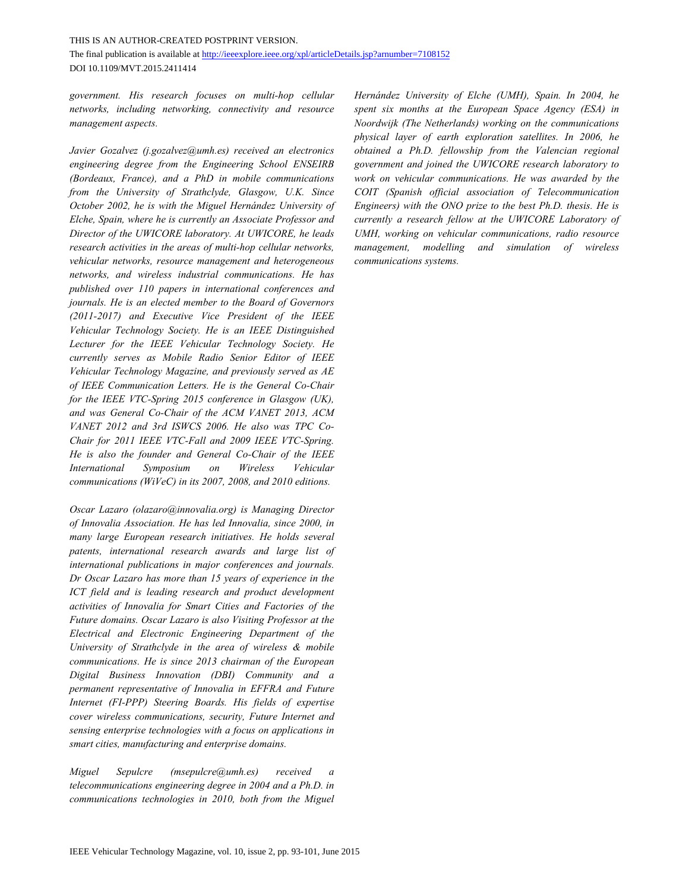*government. His research focuses on multi-hop cellular networks, including networking, connectivity and resource management aspects.*

*Javier Gozalvez (j.gozalvez@umh.es) received an electronics engineering degree from the Engineering School ENSEIRB (Bordeaux, France), and a PhD in mobile communications from the University of Strathclyde, Glasgow, U.K. Since October 2002, he is with the Miguel Hernández University of Elche, Spain, where he is currently an Associate Professor and Director of the UWICORE laboratory. At UWICORE, he leads research activities in the areas of multi-hop cellular networks, vehicular networks, resource management and heterogeneous networks, and wireless industrial communications. He has published over 110 papers in international conferences and journals. He is an elected member to the Board of Governors (2011-2017) and Executive Vice President of the IEEE Vehicular Technology Society. He is an IEEE Distinguished Lecturer for the IEEE Vehicular Technology Society. He currently serves as Mobile Radio Senior Editor of IEEE Vehicular Technology Magazine, and previously served as AE of IEEE Communication Letters. He is the General Co-Chair for the IEEE VTC-Spring 2015 conference in Glasgow (UK), and was General Co-Chair of the ACM VANET 2013, ACM VANET 2012 and 3rd ISWCS 2006. He also was TPC Co-Chair for 2011 IEEE VTC-Fall and 2009 IEEE VTC-Spring. He is also the founder and General Co-Chair of the IEEE International Symposium on Wireless Vehicular communications (WiVeC) in its 2007, 2008, and 2010 editions.*

*Oscar Lazaro (olazaro@innovalia.org) is Managing Director of Innovalia Association. He has led Innovalia, since 2000, in many large European research initiatives. He holds several patents, international research awards and large list of international publications in major conferences and journals. Dr Oscar Lazaro has more than 15 years of experience in the ICT field and is leading research and product development activities of Innovalia for Smart Cities and Factories of the Future domains. Oscar Lazaro is also Visiting Professor at the Electrical and Electronic Engineering Department of the University of Strathclyde in the area of wireless & mobile communications. He is since 2013 chairman of the European Digital Business Innovation (DBI) Community and a permanent representative of Innovalia in EFFRA and Future Internet (FI-PPP) Steering Boards. His fields of expertise cover wireless communications, security, Future Internet and sensing enterprise technologies with a focus on applications in smart cities, manufacturing and enterprise domains.*

*Miguel Sepulcre (msepulcre@umh.es) received a telecommunications engineering degree in 2004 and a Ph.D. in communications technologies in 2010, both from the Miguel Hernández University of Elche (UMH), Spain. In 2004, he spent six months at the European Space Agency (ESA) in Noordwijk (The Netherlands) working on the communications physical layer of earth exploration satellites. In 2006, he obtained a Ph.D. fellowship from the Valencian regional government and joined the UWICORE research laboratory to work on vehicular communications. He was awarded by the COIT (Spanish official association of Telecommunication Engineers) with the ONO prize to the best Ph.D. thesis. He is currently a research fellow at the UWICORE Laboratory of UMH, working on vehicular communications, radio resource management, modelling and simulation of wireless communications systems.*